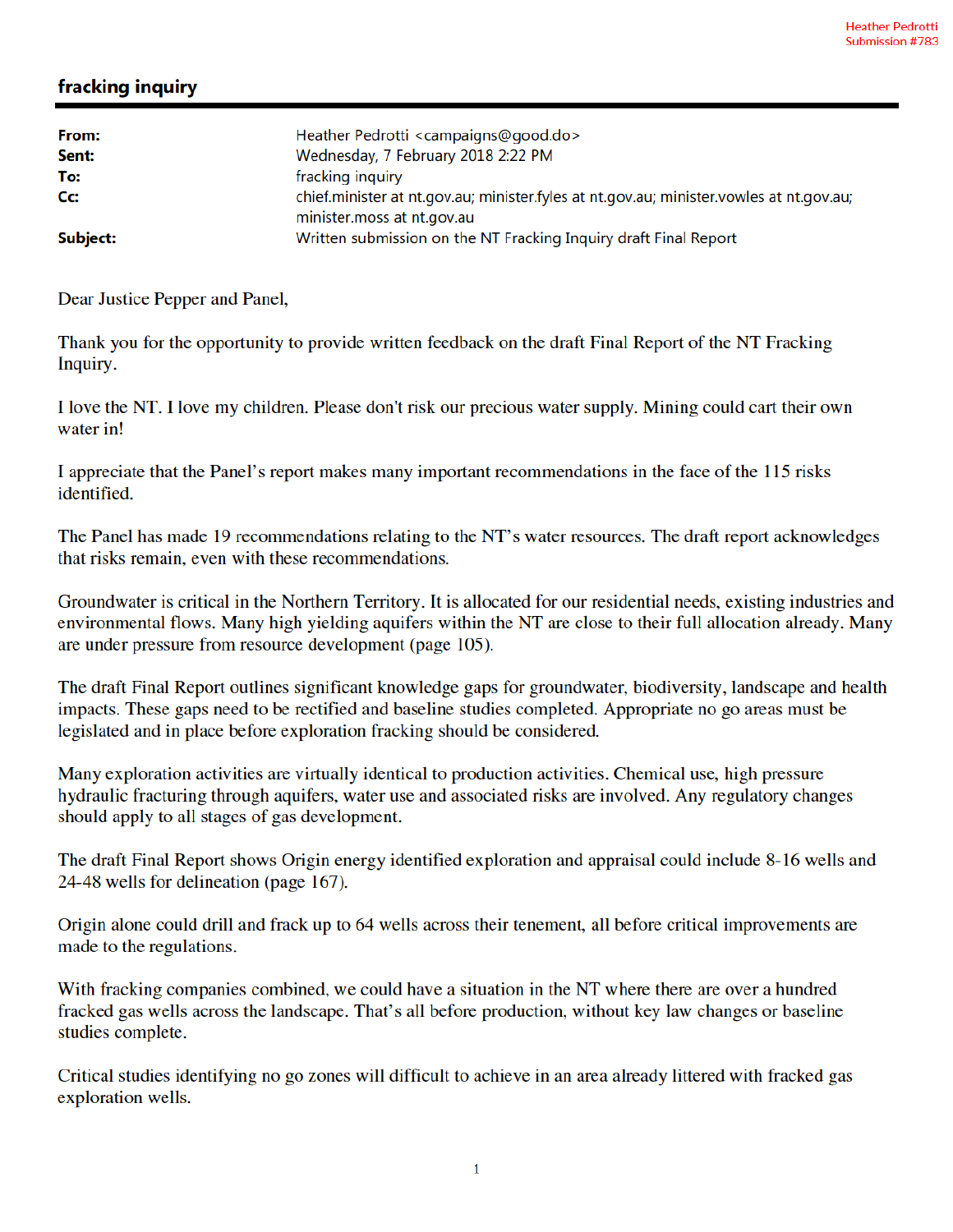Heather Pedrotti
Submission #783

## fracking inquiry

| | |
|---|---|
| **From:** | Heather Pedrotti <campaigns@good.do> |
| **Sent:** | Wednesday, 7 February 2018 2:22 PM |
| **To:** | fracking inquiry |
| **Cc:** | chief.minister at nt.gov.au; minister.fyles at nt.gov.au; minister.vowles at nt.gov.au; minister.moss at nt.gov.au |
| **Subject:** | Written submission on the NT Fracking Inquiry draft Final Report |

Dear Justice Pepper and Panel,

Thank you for the opportunity to provide written feedback on the draft Final Report of the NT Fracking Inquiry.

I love the NT. I love my children. Please don't risk our precious water supply. Mining could cart their own water in!

I appreciate that the Panel's report makes many important recommendations in the face of the 115 risks identified.

The Panel has made 19 recommendations relating to the NT's water resources. The draft report acknowledges that risks remain, even with these recommendations.

Groundwater is critical in the Northern Territory. It is allocated for our residential needs, existing industries and environmental flows. Many high yielding aquifers within the NT are close to their full allocation already. Many are under pressure from resource development (page 105).

The draft Final Report outlines significant knowledge gaps for groundwater, biodiversity, landscape and health impacts. These gaps need to be rectified and baseline studies completed. Appropriate no go areas must be legislated and in place before exploration fracking should be considered.

Many exploration activities are virtually identical to production activities. Chemical use, high pressure hydraulic fracturing through aquifers, water use and associated risks are involved. Any regulatory changes should apply to all stages of gas development.

The draft Final Report shows Origin energy identified exploration and appraisal could include 8-16 wells and 24-48 wells for delineation (page 167).

Origin alone could drill and frack up to 64 wells across their tenement, all before critical improvements are made to the regulations.

With fracking companies combined, we could have a situation in the NT where there are over a hundred fracked gas wells across the landscape. That's all before production, without key law changes or baseline studies complete.

Critical studies identifying no go zones will difficult to achieve in an area already littered with fracked gas exploration wells.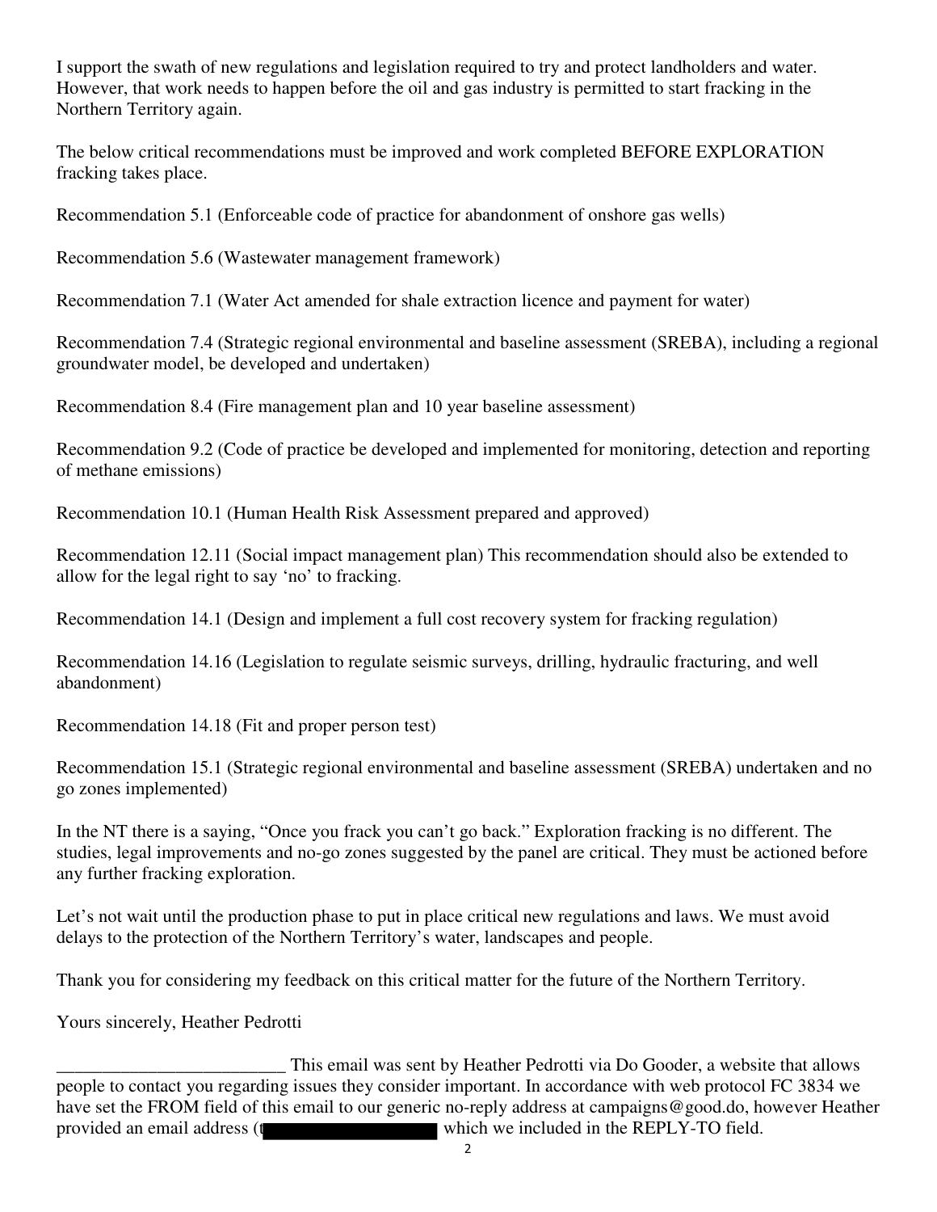I support the swath of new regulations and legislation required to try and protect landholders and water. However, that work needs to happen before the oil and gas industry is permitted to start fracking in the Northern Territory again.

The below critical recommendations must be improved and work completed BEFORE EXPLORATION fracking takes place.

Recommendation 5.1 (Enforceable code of practice for abandonment of onshore gas wells)

Recommendation 5.6 (Wastewater management framework)

Recommendation 7.1 (Water Act amended for shale extraction licence and payment for water)

Recommendation 7.4 (Strategic regional environmental and baseline assessment (SREBA), including a regional groundwater model, be developed and undertaken)

Recommendation 8.4 (Fire management plan and 10 year baseline assessment)

Recommendation 9.2 (Code of practice be developed and implemented for monitoring, detection and reporting of methane emissions)

Recommendation 10.1 (Human Health Risk Assessment prepared and approved)

Recommendation 12.11 (Social impact management plan) This recommendation should also be extended to allow for the legal right to say 'no' to fracking.

Recommendation 14.1 (Design and implement a full cost recovery system for fracking regulation)

Recommendation 14.16 (Legislation to regulate seismic surveys, drilling, hydraulic fracturing, and well abandonment)

Recommendation 14.18 (Fit and proper person test)

Recommendation 15.1 (Strategic regional environmental and baseline assessment (SREBA) undertaken and no go zones implemented)

In the NT there is a saying, "Once you frack you can't go back." Exploration fracking is no different. The studies, legal improvements and no-go zones suggested by the panel are critical. They must be actioned before any further fracking exploration.

Let's not wait until the production phase to put in place critical new regulations and laws. We must avoid delays to the protection of the Northern Territory's water, landscapes and people.

Thank you for considering my feedback on this critical matter for the future of the Northern Territory.

Yours sincerely, Heather Pedrotti

_________________________ This email was sent by Heather Pedrotti via Do Gooder, a website that allows people to contact you regarding issues they consider important. In accordance with web protocol FC 3834 we have set the FROM field of this email to our generic no-reply address at campaigns@good.do, however Heather provided an email address (t[REDACTED] which we included in the REPLY-TO field.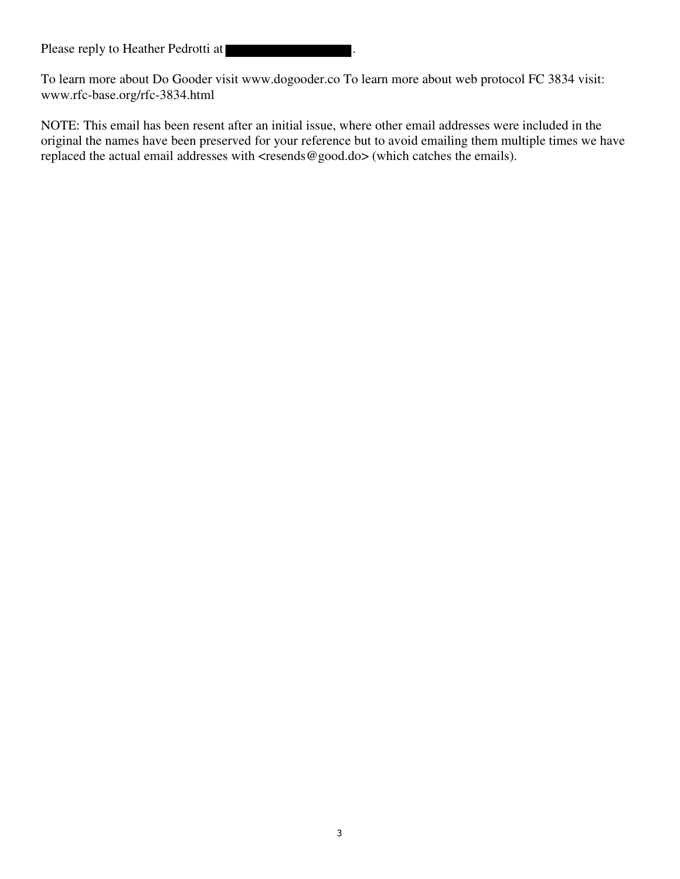Please reply to Heather Pedrotti at ████████.

To learn more about Do Gooder visit www.dogooder.co To learn more about web protocol FC 3834 visit: www.rfc-base.org/rfc-3834.html

NOTE: This email has been resent after an initial issue, where other email addresses were included in the original the names have been preserved for your reference but to avoid emailing them multiple times we have replaced the actual email addresses with <resends@good.do> (which catches the emails).